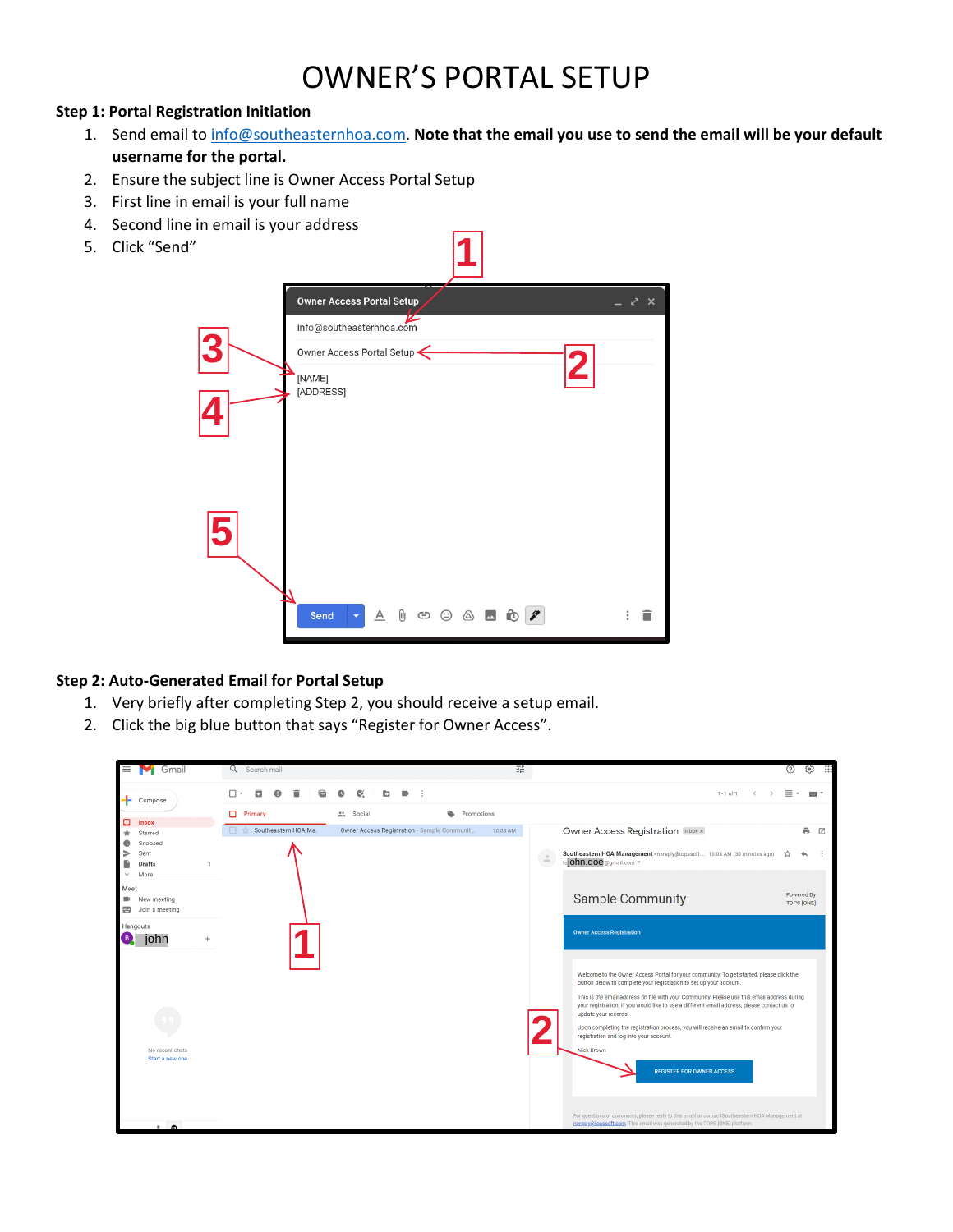# OWNER'S PORTAL SETUP

**Step 1: Portal Registration Initiation**

1. Send email to info@southeasternhoa.com. **Note that the email you use to send the email will be your default username for the portal.**
2. Ensure the subject line is Owner Access Portal Setup
3. First line in email is your full name
4. Second line in email is your address
5. Click "Send"

**Step 2: Auto-Generated Email for Portal Setup**

1. Very briefly after completing Step 2, you should receive a setup email.
2. Click the big blue button that says "Register for Owner Access".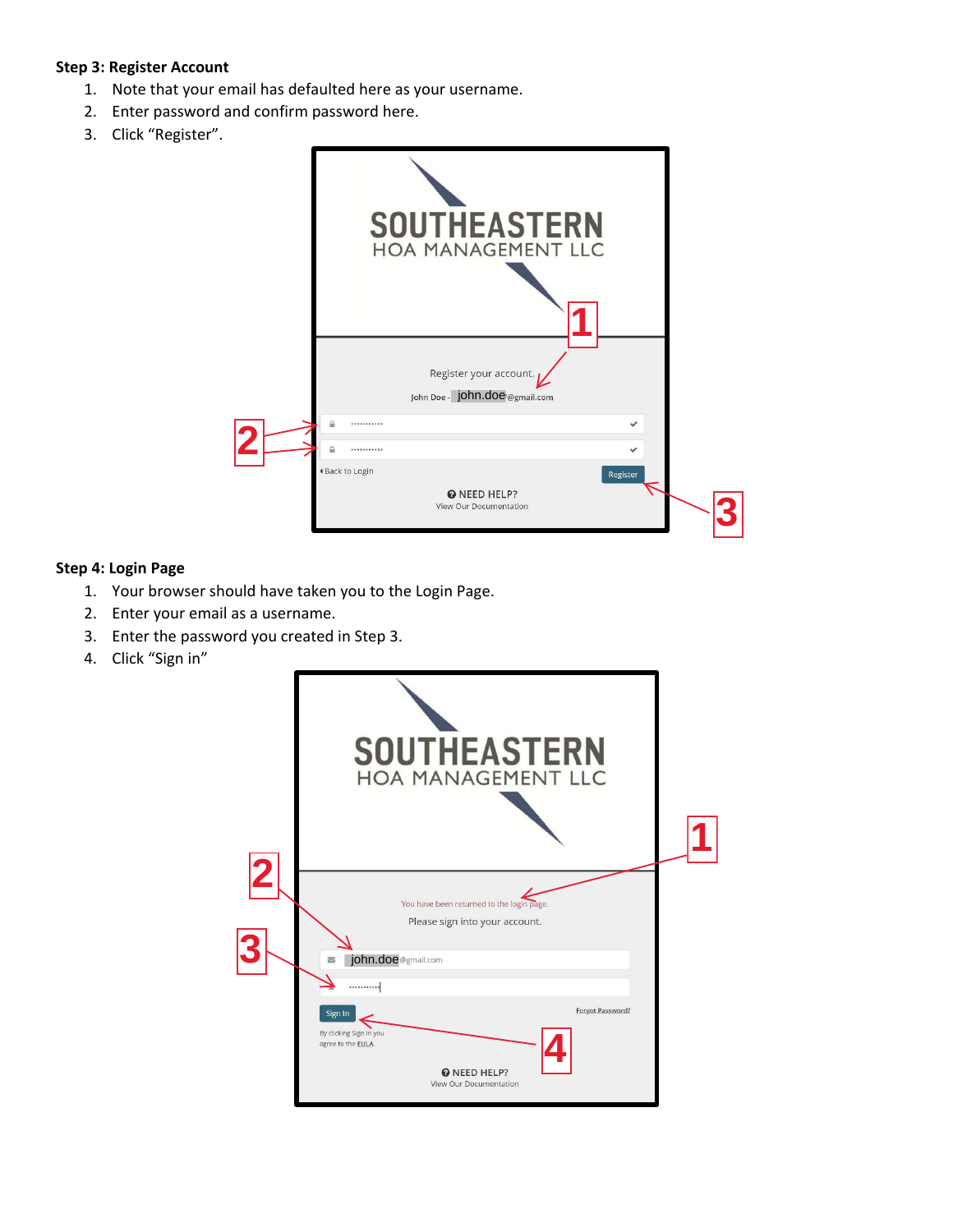**Step 3: Register Account**

1. Note that your email has defaulted here as your username.
2. Enter password and confirm password here.
3. Click “Register”.

**Step 4: Login Page**

1. Your browser should have taken you to the Login Page.
2. Enter your email as a username.
3. Enter the password you created in Step 3.
4. Click “Sign in”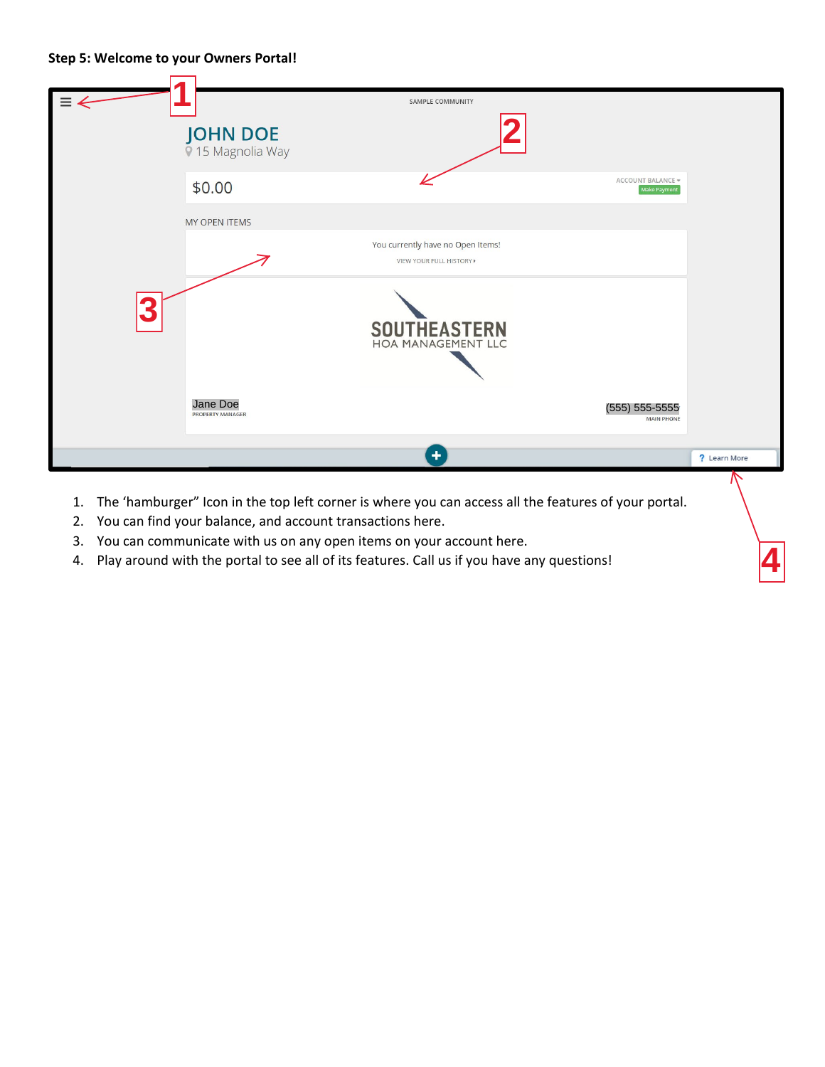**Step 5: Welcome to your Owners Portal!**

SAMPLE COMMUNITY

JOHN DOE
15 Magnolia Way

$0.00

ACCOUNT BALANCE
Make Payment

MY OPEN ITEMS

You currently have no Open Items!
VIEW YOUR FULL HISTORY

SOUTHEASTERN
HOA MANAGEMENT LLC

Jane Doe
PROPERTY MANAGER

(555) 555-5555
MAIN PHONE

Learn More

1. The 'hamburger" Icon in the top left corner is where you can access all the features of your portal.
2. You can find your balance, and account transactions here.
3. You can communicate with us on any open items on your account here.
4. Play around with the portal to see all of its features. Call us if you have any questions!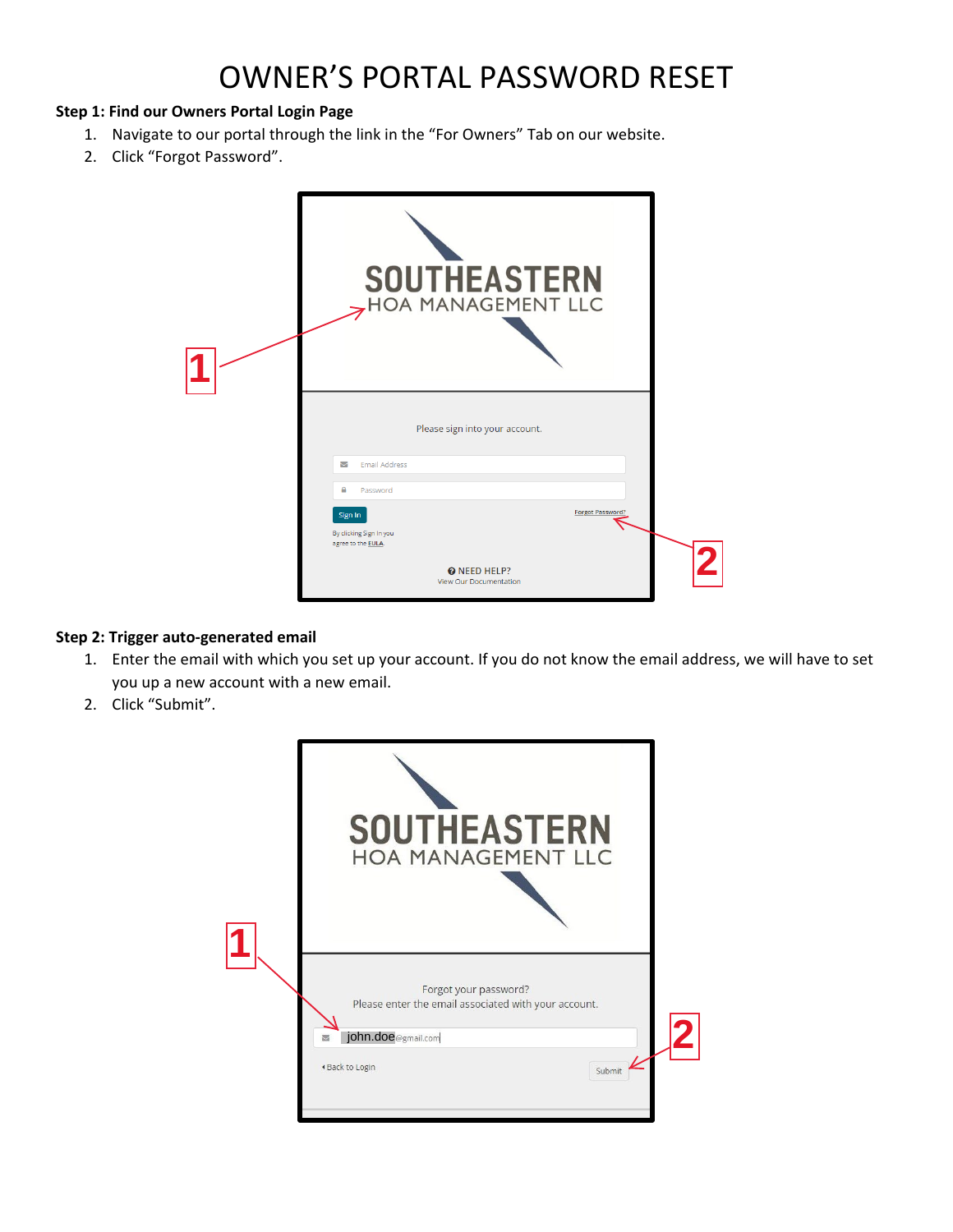# OWNER'S PORTAL PASSWORD RESET

**Step 1: Find our Owners Portal Login Page**

1. Navigate to our portal through the link in the "For Owners" Tab on our website.
2. Click "Forgot Password".

**Step 2: Trigger auto-generated email**

1. Enter the email with which you set up your account. If you do not know the email address, we will have to set you up a new account with a new email.
2. Click "Submit".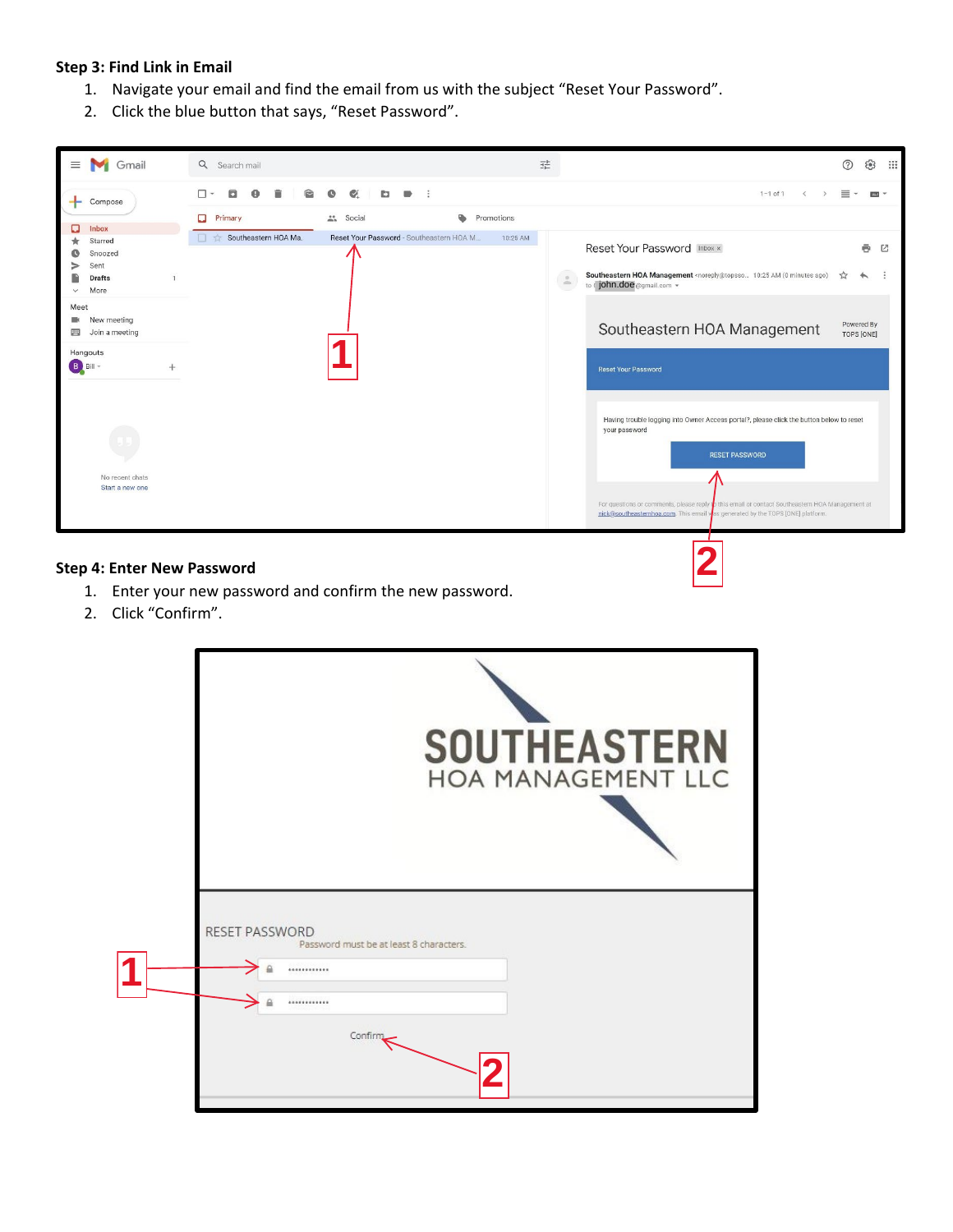**Step 3: Find Link in Email**

1. Navigate your email and find the email from us with the subject “Reset Your Password”.
2. Click the blue button that says, “Reset Password”.

**Step 4: Enter New Password**

1. Enter your new password and confirm the new password.
2. Click “Confirm”.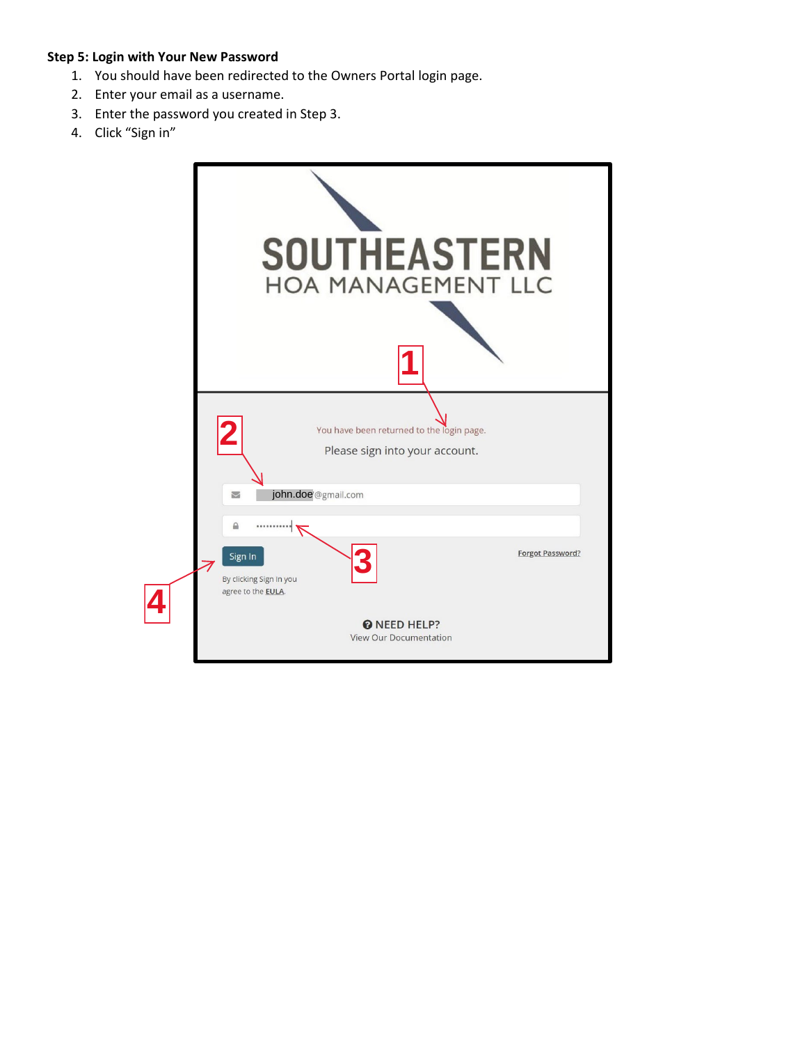**Step 5: Login with Your New Password**

1. You should have been redirected to the Owners Portal login page.
2. Enter your email as a username.
3. Enter the password you created in Step 3.
4. Click "Sign in"

SOUTHEASTERN
HOA MANAGEMENT LLC

1

You have been returned to the login page.

Please sign into your account.

2

john.doe@gmail.com

3

Sign In

4

Forgot Password?

By clicking Sign In you agree to the EULA.

NEED HELP?
View Our Documentation